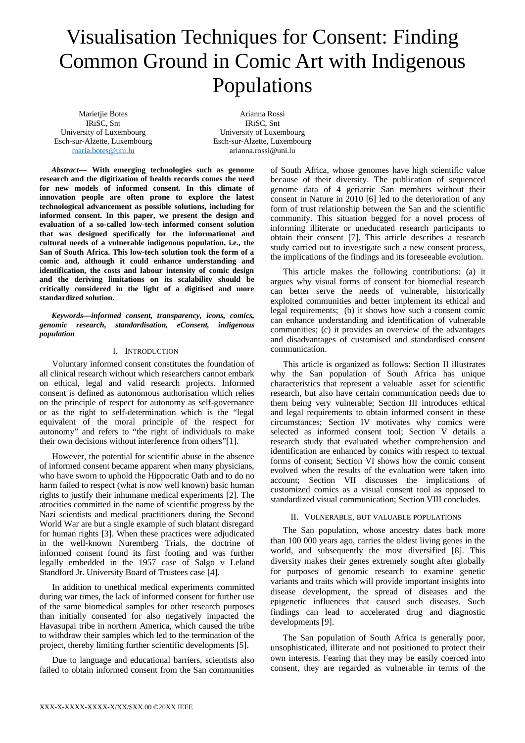# Visualisation Techniques for Consent: Finding Common Ground in Comic Art with Indigenous Populations

Marietjie Botes
IRiSC, Snt
University of Luxembourg
Esch-sur-Alzette, Luxembourg
maria.botes@uni.lu

Arianna Rossi
IRiSC, Snt
University of Luxembourg
Esch-sur-Alzette, Luxembourg
arianna.rossi@uni.lu

***Abstract*— With emerging technologies such as genome research and the digitization of health records comes the need for new models of informed consent. In this climate of innovation people are often prone to explore the latest technological advancement as possible solutions, including for informed consent. In this paper, we present the design and evaluation of a so-called low-tech informed consent solution that was designed specifically for the informational and cultural needs of a vulnerable indigenous population, i.e., the San of South Africa. This low-tech solution took the form of a comic and, although it could enhance understanding and identification, the costs and labour intensity of comic design and the deriving limitations on its scalability should be critically considered in the light of a digitised and more standardized solution.**

***Keywords*—*informed consent, transparency, icons, comics, genomic research, standardisation, eConsent, indigenous population***

## I. Introduction

Voluntary informed consent constitutes the foundation of all clinical research without which researchers cannot embark on ethical, legal and valid research projects. Informed consent is defined as autonomous authorisation which relies on the principle of respect for autonomy as self-governance or as the right to self-determination which is the "legal equivalent of the moral principle of the respect for autonomy" and refers to "the right of individuals to make their own decisions without interference from others"[1].

However, the potential for scientific abuse in the absence of informed consent became apparent when many physicians, who have sworn to uphold the Hippocratic Oath and to do no harm failed to respect (what is now well known) basic human rights to justify their inhumane medical experiments [2]. The atrocities committed in the name of scientific progress by the Nazi scientists and medical practitioners during the Second World War are but a single example of such blatant disregard for human rights [3]. When these practices were adjudicated in the well-known Nuremberg Trials, the doctrine of informed consent found its first footing and was further legally embedded in the 1957 case of Salgo v Leland Standford Jr. University Board of Trustees case [4].

In addition to unethical medical experiments committed during war times, the lack of informed consent for further use of the same biomedical samples for other research purposes than initially consented for also negatively impacted the Havasupai tribe in northern America, which caused the tribe to withdraw their samples which led to the termination of the project, thereby limiting further scientific developments [5].

Due to language and educational barriers, scientists also failed to obtain informed consent from the San communities of South Africa, whose genomes have high scientific value because of their diversity. The publication of sequenced genome data of 4 geriatric San members without their consent in Nature in 2010 [6] led to the deterioration of any form of trust relationship between the San and the scientific community. This situation begged for a novel process of informing illiterate or uneducated research participants to obtain their consent [7]. This article describes a research study carried out to investigate such a new consent process, the implications of the findings and its foreseeable evolution.

This article makes the following contributions: (a) it argues why visual forms of consent for biomedial research can better serve the needs of vulnerable, historically exploited communities and better implement its ethical and legal requirements; (b) it shows how such a consent comic can enhance understanding and identification of vulnerable communities; (c) it provides an overview of the advantages and disadvantages of customised and standardised consent communication.

This article is organized as follows: Section II illustrates why the San population of South Africa has unique characteristics that represent a valuable asset for scientific research, but also have certain communication needs due to them being very vulnerable; Section III introduces ethical and legal requirements to obtain informed consent in these circumstances; Section IV motivates why comics were selected as informed consent tool; Section V details a research study that evaluated whether comprehension and identification are enhanced by comics with respect to textual forms of consent; Section VI shows how the comic consent evolved when the results of the evaluation were taken into account; Section VII discusses the implications of customized comics as a visual consent tool as opposed to standardized visual communication; Section VIII concludes.

## II. Vulnerable, but valuable populations

The San population, whose ancestry dates back more than 100 000 years ago, carries the oldest living genes in the world, and subsequently the most diversified [8]. This diversity makes their genes extremely sought after globally for purposes of genomic research to examine genetic variants and traits which will provide important insights into disease development, the spread of diseases and the epigenetic influences that caused such diseases. Such findings can lead to accelerated drug and diagnostic developments [9].

The San population of South Africa is generally poor, unsophisticated, illiterate and not positioned to protect their own interests. Fearing that they may be easily coerced into consent, they are regarded as vulnerable in terms of the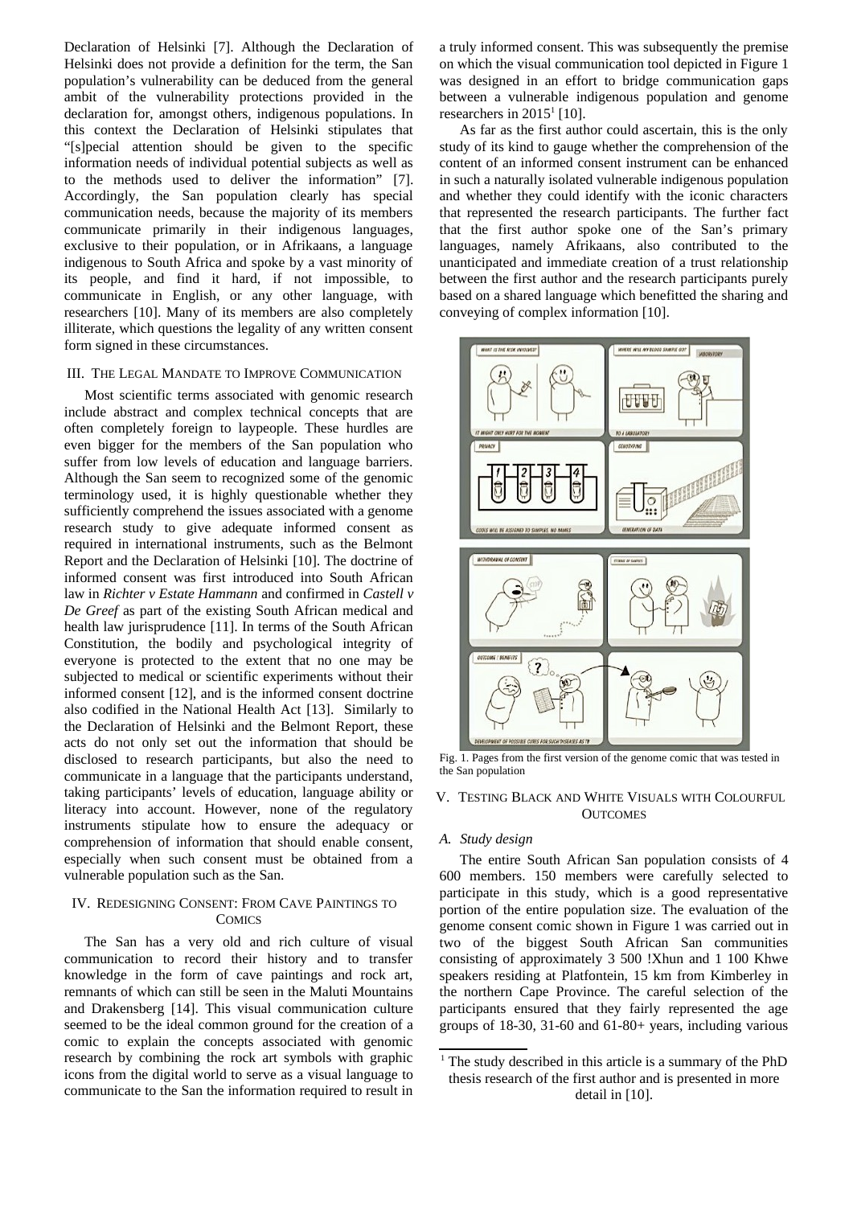Declaration of Helsinki [7]. Although the Declaration of Helsinki does not provide a definition for the term, the San population's vulnerability can be deduced from the general ambit of the vulnerability protections provided in the declaration for, amongst others, indigenous populations. In this context the Declaration of Helsinki stipulates that "[s]pecial attention should be given to the specific information needs of individual potential subjects as well as to the methods used to deliver the information" [7]. Accordingly, the San population clearly has special communication needs, because the majority of its members communicate primarily in their indigenous languages, exclusive to their population, or in Afrikaans, a language indigenous to South Africa and spoke by a vast minority of its people, and find it hard, if not impossible, to communicate in English, or any other language, with researchers [10]. Many of its members are also completely illiterate, which questions the legality of any written consent form signed in these circumstances.

## III. The Legal Mandate to Improve Communication

Most scientific terms associated with genomic research include abstract and complex technical concepts that are often completely foreign to laypeople. These hurdles are even bigger for the members of the San population who suffer from low levels of education and language barriers. Although the San seem to recognized some of the genomic terminology used, it is highly questionable whether they sufficiently comprehend the issues associated with a genome research study to give adequate informed consent as required in international instruments, such as the Belmont Report and the Declaration of Helsinki [10]. The doctrine of informed consent was first introduced into South African law in *Richter v Estate Hammann* and confirmed in *Castell v De Greef* as part of the existing South African medical and health law jurisprudence [11]. In terms of the South African Constitution, the bodily and psychological integrity of everyone is protected to the extent that no one may be subjected to medical or scientific experiments without their informed consent [12], and is the informed consent doctrine also codified in the National Health Act [13]. Similarly to the Declaration of Helsinki and the Belmont Report, these acts do not only set out the information that should be disclosed to research participants, but also the need to communicate in a language that the participants understand, taking participants' levels of education, language ability or literacy into account. However, none of the regulatory instruments stipulate how to ensure the adequacy or comprehension of information that should enable consent, especially when such consent must be obtained from a vulnerable population such as the San.

## IV. Redesigning Consent: From Cave Paintings to Comics

The San has a very old and rich culture of visual communication to record their history and to transfer knowledge in the form of cave paintings and rock art, remnants of which can still be seen in the Maluti Mountains and Drakensberg [14]. This visual communication culture seemed to be the ideal common ground for the creation of a comic to explain the concepts associated with genomic research by combining the rock art symbols with graphic icons from the digital world to serve as a visual language to communicate to the San the information required to result in a truly informed consent. This was subsequently the premise on which the visual communication tool depicted in Figure 1 was designed in an effort to bridge communication gaps between a vulnerable indigenous population and genome researchers in 2015[1] [10].

As far as the first author could ascertain, this is the only study of its kind to gauge whether the comprehension of the content of an informed consent instrument can be enhanced in such a naturally isolated vulnerable indigenous population and whether they could identify with the iconic characters that represented the research participants. The further fact that the first author spoke one of the San's primary languages, namely Afrikaans, also contributed to the unanticipated and immediate creation of a trust relationship between the first author and the research participants purely based on a shared language which benefitted the sharing and conveying of complex information [10].

Fig. 1. Pages from the first version of the genome comic that was tested in the San population

## V. Testing Black and White Visuals with Colourful Outcomes

### A. Study design

The entire South African San population consists of 4 600 members. 150 members were carefully selected to participate in this study, which is a good representative portion of the entire population size. The evaluation of the genome consent comic shown in Figure 1 was carried out in two of the biggest South African San communities consisting of approximately 3 500 !Xhun and 1 100 Khwe speakers residing at Platfontein, 15 km from Kimberley in the northern Cape Province. The careful selection of the participants ensured that they fairly represented the age groups of 18-30, 31-60 and 61-80+ years, including various

[1] The study described in this article is a summary of the PhD thesis research of the first author and is presented in more detail in [10].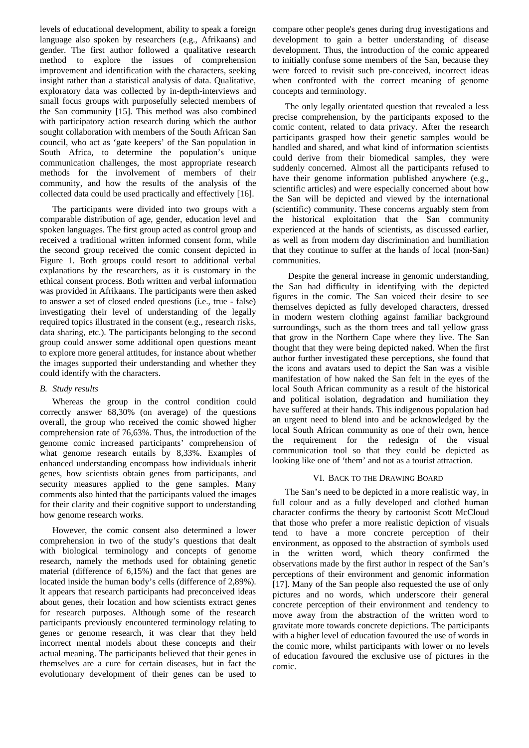levels of educational development, ability to speak a foreign language also spoken by researchers (e.g., Afrikaans) and gender. The first author followed a qualitative research method to explore the issues of comprehension improvement and identification with the characters, seeking insight rather than a statistical analysis of data. Qualitative, exploratory data was collected by in-depth-interviews and small focus groups with purposefully selected members of the San community [15]. This method was also combined with participatory action research during which the author sought collaboration with members of the South African San council, who act as 'gate keepers' of the San population in South Africa, to determine the population's unique communication challenges, the most appropriate research methods for the involvement of members of their community, and how the results of the analysis of the collected data could be used practically and effectively [16].

The participants were divided into two groups with a comparable distribution of age, gender, education level and spoken languages. The first group acted as control group and received a traditional written informed consent form, while the second group received the comic consent depicted in Figure 1. Both groups could resort to additional verbal explanations by the researchers, as it is customary in the ethical consent process. Both written and verbal information was provided in Afrikaans. The participants were then asked to answer a set of closed ended questions (i.e., true - false) investigating their level of understanding of the legally required topics illustrated in the consent (e.g., research risks, data sharing, etc.). The participants belonging to the second group could answer some additional open questions meant to explore more general attitudes, for instance about whether the images supported their understanding and whether they could identify with the characters.

### *B. Study results*

Whereas the group in the control condition could correctly answer 68,30% (on average) of the questions overall, the group who received the comic showed higher comprehension rate of 76,63%. Thus, the introduction of the genome comic increased participants' comprehension of what genome research entails by 8,33%. Examples of enhanced understanding encompass how individuals inherit genes, how scientists obtain genes from participants, and security measures applied to the gene samples. Many comments also hinted that the participants valued the images for their clarity and their cognitive support to understanding how genome research works.

However, the comic consent also determined a lower comprehension in two of the study's questions that dealt with biological terminology and concepts of genome research, namely the methods used for obtaining genetic material (difference of 6,15%) and the fact that genes are located inside the human body's cells (difference of 2,89%). It appears that research participants had preconceived ideas about genes, their location and how scientists extract genes for research purposes. Although some of the research participants previously encountered terminology relating to genes or genome research, it was clear that they held incorrect mental models about these concepts and their actual meaning. The participants believed that their genes in themselves are a cure for certain diseases, but in fact the evolutionary development of their genes can be used to compare other people's genes during drug investigations and development to gain a better understanding of disease development. Thus, the introduction of the comic appeared to initially confuse some members of the San, because they were forced to revisit such pre-conceived, incorrect ideas when confronted with the correct meaning of genome concepts and terminology.

The only legally orientated question that revealed a less precise comprehension, by the participants exposed to the comic content, related to data privacy. After the research participants grasped how their genetic samples would be handled and shared, and what kind of information scientists could derive from their biomedical samples, they were suddenly concerned. Almost all the participants refused to have their genome information published anywhere (e.g., scientific articles) and were especially concerned about how the San will be depicted and viewed by the international (scientific) community. These concerns arguably stem from the historical exploitation that the San community experienced at the hands of scientists, as discussed earlier, as well as from modern day discrimination and humiliation that they continue to suffer at the hands of local (non-San) communities.

Despite the general increase in genomic understanding, the San had difficulty in identifying with the depicted figures in the comic. The San voiced their desire to see themselves depicted as fully developed characters, dressed in modern western clothing against familiar background surroundings, such as the thorn trees and tall yellow grass that grow in the Northern Cape where they live. The San thought that they were being depicted naked. When the first author further investigated these perceptions, she found that the icons and avatars used to depict the San was a visible manifestation of how naked the San felt in the eyes of the local South African community as a result of the historical and political isolation, degradation and humiliation they have suffered at their hands. This indigenous population had an urgent need to blend into and be acknowledged by the local South African community as one of their own, hence the requirement for the redesign of the visual communication tool so that they could be depicted as looking like one of 'them' and not as a tourist attraction.

## VI. Back to the Drawing Board

The San's need to be depicted in a more realistic way, in full colour and as a fully developed and clothed human character confirms the theory by cartoonist Scott McCloud that those who prefer a more realistic depiction of visuals tend to have a more concrete perception of their environment, as opposed to the abstraction of symbols used in the written word, which theory confirmed the observations made by the first author in respect of the San's perceptions of their environment and genomic information [17]. Many of the San people also requested the use of only pictures and no words, which underscore their general concrete perception of their environment and tendency to move away from the abstraction of the written word to gravitate more towards concrete depictions. The participants with a higher level of education favoured the use of words in the comic more, whilst participants with lower or no levels of education favoured the exclusive use of pictures in the comic.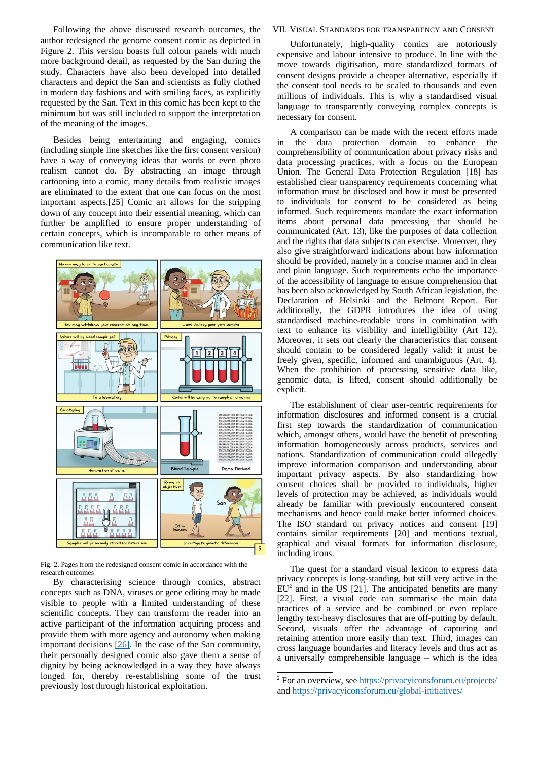Following the above discussed research outcomes, the author redesigned the genome consent comic as depicted in Figure 2. This version boasts full colour panels with much more background detail, as requested by the San during the study. Characters have also been developed into detailed characters and depict the San and scientists as fully clothed in modern day fashions and with smiling faces, as explicitly requested by the San. Text in this comic has been kept to the minimum but was still included to support the interpretation of the meaning of the images.

Besides being entertaining and engaging, comics (including simple line sketches like the first consent version) have a way of conveying ideas that words or even photo realism cannot do. By abstracting an image through cartooning into a comic, many details from realistic images are eliminated to the extent that one can focus on the most important aspects.[25] Comic art allows for the stripping down of any concept into their essential meaning, which can further be amplified to ensure proper understanding of certain concepts, which is incomparable to other means of communication like text.

Fig. 2. Pages from the redesigned consent comic in accordance with the research outcomes

By characterising science through comics, abstract concepts such as DNA, viruses or gene editing may be made visible to people with a limited understanding of these scientific concepts. They can transform the reader into an active participant of the information acquiring process and provide them with more agency and autonomy when making important decisions [26]. In the case of the San community, their personally designed comic also gave them a sense of dignity by being acknowledged in a way they have always longed for, thereby re-establishing some of the trust previously lost through historical exploitation.

## VII. Visual Standards for Transparency and Consent

Unfortunately, high-quality comics are notoriously expensive and labour intensive to produce. In line with the move towards digitisation, more standardized formats of consent designs provide a cheaper alternative, especially if the consent tool needs to be scaled to thousands and even millions of individuals. This is why a standardised visual language to transparently conveying complex concepts is necessary for consent.

A comparison can be made with the recent efforts made in the data protection domain to enhance the comprehensibility of communication about privacy risks and data processing practices, with a focus on the European Union. The General Data Protection Regulation [18] has established clear transparency requirements concerning what information must be disclosed and how it must be presented to individuals for consent to be considered as being informed. Such requirements mandate the exact information items about personal data processing that should be communicated (Art. 13), like the purposes of data collection and the rights that data subjects can exercise. Moreover, they also give straightforward indications about how information should be provided, namely in a concise manner and in clear and plain language. Such requirements echo the importance of the accessibility of language to ensure comprehension that has been also acknowledged by South African legislation, the Declaration of Helsinki and the Belmont Report. But additionally, the GDPR introduces the idea of using standardised machine-readable icons in combination with text to enhance its visibility and intelligibility (Art 12). Moreover, it sets out clearly the characteristics that consent should contain to be considered legally valid: it must be freely given, specific, informed and unambiguous (Art. 4). When the prohibition of processing sensitive data like, genomic data, is lifted, consent should additionally be explicit.

The establishment of clear user-centric requirements for information disclosures and informed consent is a crucial first step towards the standardization of communication which, amongst others, would have the benefit of presenting information homogeneously across products, services and nations. Standardization of communication could allegedly improve information comparison and understanding about important privacy aspects. By also standardizing how consent choices shall be provided to individuals, higher levels of protection may be achieved, as individuals would already be familiar with previously encountered consent mechanisms and hence could make better informed choices. The ISO standard on privacy notices and consent [19] contains similar requirements [20] and mentions textual, graphical and visual formats for information disclosure, including icons.

The quest for a standard visual lexicon to express data privacy concepts is long-standing, but still very active in the EU[2] and in the US [21]. The anticipated benefits are many [22]. First, a visual code can summarise the main data practices of a service and be combined or even replace lengthy text-heavy disclosures that are off-putting by default. Second, visuals offer the advantage of capturing and retaining attention more easily than text. Third, images can cross language boundaries and literacy levels and thus act as a universally comprehensible language – which is the idea

[2] For an overview, see https://privacyiconsforum.eu/projects/ and https://privacyiconsforum.eu/global-initiatives/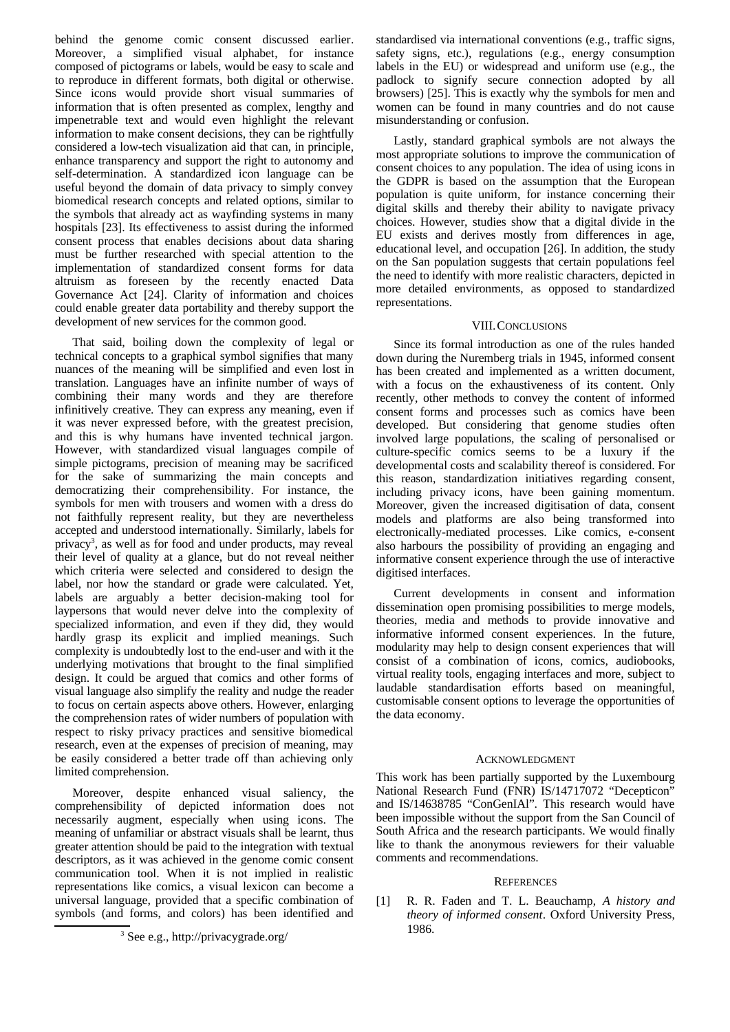behind the genome comic consent discussed earlier. Moreover, a simplified visual alphabet, for instance composed of pictograms or labels, would be easy to scale and to reproduce in different formats, both digital or otherwise. Since icons would provide short visual summaries of information that is often presented as complex, lengthy and impenetrable text and would even highlight the relevant information to make consent decisions, they can be rightfully considered a low-tech visualization aid that can, in principle, enhance transparency and support the right to autonomy and self-determination. A standardized icon language can be useful beyond the domain of data privacy to simply convey biomedical research concepts and related options, similar to the symbols that already act as wayfinding systems in many hospitals [23]. Its effectiveness to assist during the informed consent process that enables decisions about data sharing must be further researched with special attention to the implementation of standardized consent forms for data altruism as foreseen by the recently enacted Data Governance Act [24]. Clarity of information and choices could enable greater data portability and thereby support the development of new services for the common good.

That said, boiling down the complexity of legal or technical concepts to a graphical symbol signifies that many nuances of the meaning will be simplified and even lost in translation. Languages have an infinite number of ways of combining their many words and they are therefore infinitively creative. They can express any meaning, even if it was never expressed before, with the greatest precision, and this is why humans have invented technical jargon. However, with standardized visual languages compile of simple pictograms, precision of meaning may be sacrificed for the sake of summarizing the main concepts and democratizing their comprehensibility. For instance, the symbols for men with trousers and women with a dress do not faithfully represent reality, but they are nevertheless accepted and understood internationally. Similarly, labels for privacy[3], as well as for food and under products, may reveal their level of quality at a glance, but do not reveal neither which criteria were selected and considered to design the label, nor how the standard or grade were calculated. Yet, labels are arguably a better decision-making tool for laypersons that would never delve into the complexity of specialized information, and even if they did, they would hardly grasp its explicit and implied meanings. Such complexity is undoubtedly lost to the end-user and with it the underlying motivations that brought to the final simplified design. It could be argued that comics and other forms of visual language also simplify the reality and nudge the reader to focus on certain aspects above others. However, enlarging the comprehension rates of wider numbers of population with respect to risky privacy practices and sensitive biomedical research, even at the expenses of precision of meaning, may be easily considered a better trade off than achieving only limited comprehension.

Moreover, despite enhanced visual saliency, the comprehensibility of depicted information does not necessarily augment, especially when using icons. The meaning of unfamiliar or abstract visuals shall be learnt, thus greater attention should be paid to the integration with textual descriptors, as it was achieved in the genome comic consent communication tool. When it is not implied in realistic representations like comics, a visual lexicon can become a universal language, provided that a specific combination of symbols (and forms, and colors) has been identified and standardised via international conventions (e.g., traffic signs, safety signs, etc.), regulations (e.g., energy consumption labels in the EU) or widespread and uniform use (e.g., the padlock to signify secure connection adopted by all browsers) [25]. This is exactly why the symbols for men and women can be found in many countries and do not cause misunderstanding or confusion.

Lastly, standard graphical symbols are not always the most appropriate solutions to improve the communication of consent choices to any population. The idea of using icons in the GDPR is based on the assumption that the European population is quite uniform, for instance concerning their digital skills and thereby their ability to navigate privacy choices. However, studies show that a digital divide in the EU exists and derives mostly from differences in age, educational level, and occupation [26]. In addition, the study on the San population suggests that certain populations feel the need to identify with more realistic characters, depicted in more detailed environments, as opposed to standardized representations.

## VIII. Conclusions

Since its formal introduction as one of the rules handed down during the Nuremberg trials in 1945, informed consent has been created and implemented as a written document, with a focus on the exhaustiveness of its content. Only recently, other methods to convey the content of informed consent forms and processes such as comics have been developed. But considering that genome studies often involved large populations, the scaling of personalised or culture-specific comics seems to be a luxury if the developmental costs and scalability thereof is considered. For this reason, standardization initiatives regarding consent, including privacy icons, have been gaining momentum. Moreover, given the increased digitisation of data, consent models and platforms are also being transformed into electronically-mediated processes. Like comics, e-consent also harbours the possibility of providing an engaging and informative consent experience through the use of interactive digitised interfaces.

Current developments in consent and information dissemination open promising possibilities to merge models, theories, media and methods to provide innovative and informative informed consent experiences. In the future, modularity may help to design consent experiences that will consist of a combination of icons, comics, audiobooks, virtual reality tools, engaging interfaces and more, subject to laudable standardisation efforts based on meaningful, customisable consent options to leverage the opportunities of the data economy.

## Acknowledgment

This work has been partially supported by the Luxembourg National Research Fund (FNR) IS/14717072 "Decepticon" and IS/14638785 "ConGenIAl". This research would have been impossible without the support from the San Council of South Africa and the research participants. We would finally like to thank the anonymous reviewers for their valuable comments and recommendations.

## References

[1] R. R. Faden and T. L. Beauchamp, *A history and theory of informed consent*. Oxford University Press, 1986.

[3] See e.g., http://privacygrade.org/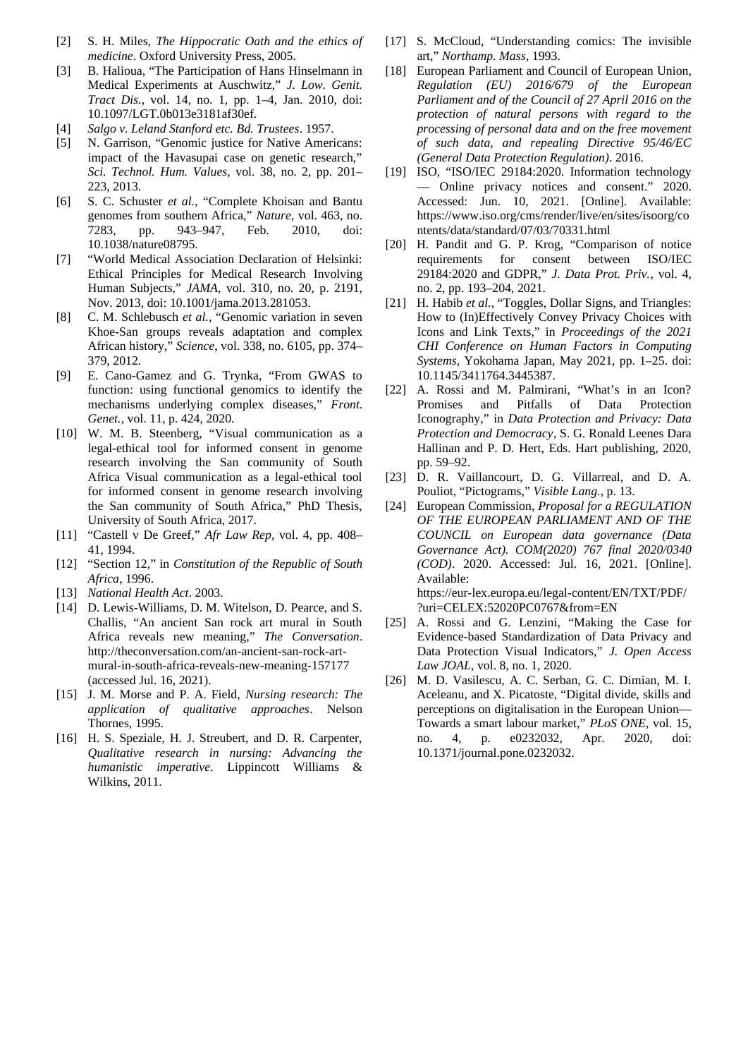[2] S. H. Miles, *The Hippocratic Oath and the ethics of medicine*. Oxford University Press, 2005.

[3] B. Halioua, "The Participation of Hans Hinselmann in Medical Experiments at Auschwitz," *J. Low. Genit. Tract Dis.*, vol. 14, no. 1, pp. 1–4, Jan. 2010, doi: 10.1097/LGT.0b013e3181af30ef.

[4] *Salgo v. Leland Stanford etc. Bd. Trustees*. 1957.

[5] N. Garrison, "Genomic justice for Native Americans: impact of the Havasupai case on genetic research," *Sci. Technol. Hum. Values*, vol. 38, no. 2, pp. 201–223, 2013.

[6] S. C. Schuster *et al.*, "Complete Khoisan and Bantu genomes from southern Africa," *Nature*, vol. 463, no. 7283, pp. 943–947, Feb. 2010, doi: 10.1038/nature08795.

[7] "World Medical Association Declaration of Helsinki: Ethical Principles for Medical Research Involving Human Subjects," *JAMA*, vol. 310, no. 20, p. 2191, Nov. 2013, doi: 10.1001/jama.2013.281053.

[8] C. M. Schlebusch *et al.*, "Genomic variation in seven Khoe-San groups reveals adaptation and complex African history," *Science*, vol. 338, no. 6105, pp. 374–379, 2012.

[9] E. Cano-Gamez and G. Trynka, "From GWAS to function: using functional genomics to identify the mechanisms underlying complex diseases," *Front. Genet.*, vol. 11, p. 424, 2020.

[10] W. M. B. Steenberg, "Visual communication as a legal-ethical tool for informed consent in genome research involving the San community of South Africa Visual communication as a legal-ethical tool for informed consent in genome research involving the San community of South Africa," PhD Thesis, University of South Africa, 2017.

[11] "Castell v De Greef," *Afr Law Rep*, vol. 4, pp. 408–41, 1994.

[12] "Section 12," in *Constitution of the Republic of South Africa*, 1996.

[13] *National Health Act*. 2003.

[14] D. Lewis-Williams, D. M. Witelson, D. Pearce, and S. Challis, "An ancient San rock art mural in South Africa reveals new meaning," *The Conversation*. http://theconversation.com/an-ancient-san-rock-art-mural-in-south-africa-reveals-new-meaning-157177 (accessed Jul. 16, 2021).

[15] J. M. Morse and P. A. Field, *Nursing research: The application of qualitative approaches*. Nelson Thornes, 1995.

[16] H. S. Speziale, H. J. Streubert, and D. R. Carpenter, *Qualitative research in nursing: Advancing the humanistic imperative*. Lippincott Williams & Wilkins, 2011.

[17] S. McCloud, "Understanding comics: The invisible art," *Northamp. Mass*, 1993.

[18] European Parliament and Council of European Union, *Regulation (EU) 2016/679 of the European Parliament and of the Council of 27 April 2016 on the protection of natural persons with regard to the processing of personal data and on the free movement of such data, and repealing Directive 95/46/EC (General Data Protection Regulation)*. 2016.

[19] ISO, "ISO/IEC 29184:2020. Information technology — Online privacy notices and consent." 2020. Accessed: Jun. 10, 2021. [Online]. Available: https://www.iso.org/cms/render/live/en/sites/isoorg/contents/data/standard/07/03/70331.html

[20] H. Pandit and G. P. Krog, "Comparison of notice requirements for consent between ISO/IEC 29184:2020 and GDPR," *J. Data Prot. Priv.*, vol. 4, no. 2, pp. 193–204, 2021.

[21] H. Habib *et al.*, "Toggles, Dollar Signs, and Triangles: How to (In)Effectively Convey Privacy Choices with Icons and Link Texts," in *Proceedings of the 2021 CHI Conference on Human Factors in Computing Systems*, Yokohama Japan, May 2021, pp. 1–25. doi: 10.1145/3411764.3445387.

[22] A. Rossi and M. Palmirani, "What's in an Icon? Promises and Pitfalls of Data Protection Iconography," in *Data Protection and Privacy: Data Protection and Democracy*, S. G. Ronald Leenes Dara Hallinan and P. D. Hert, Eds. Hart publishing, 2020, pp. 59–92.

[23] D. R. Vaillancourt, D. G. Villarreal, and D. A. Pouliot, "Pictograms," *Visible Lang.*, p. 13.

[24] European Commission, *Proposal for a REGULATION OF THE EUROPEAN PARLIAMENT AND OF THE COUNCIL on European data governance (Data Governance Act). COM(2020) 767 final 2020/0340 (COD)*. 2020. Accessed: Jul. 16, 2021. [Online]. Available: https://eur-lex.europa.eu/legal-content/EN/TXT/PDF/?uri=CELEX:52020PC0767&from=EN

[25] A. Rossi and G. Lenzini, "Making the Case for Evidence-based Standardization of Data Privacy and Data Protection Visual Indicators," *J. Open Access Law JOAL*, vol. 8, no. 1, 2020.

[26] M. D. Vasilescu, A. C. Serban, G. C. Dimian, M. I. Aceleanu, and X. Picatoste, "Digital divide, skills and perceptions on digitalisation in the European Union—Towards a smart labour market," *PLoS ONE*, vol. 15, no. 4, p. e0232032, Apr. 2020, doi: 10.1371/journal.pone.0232032.